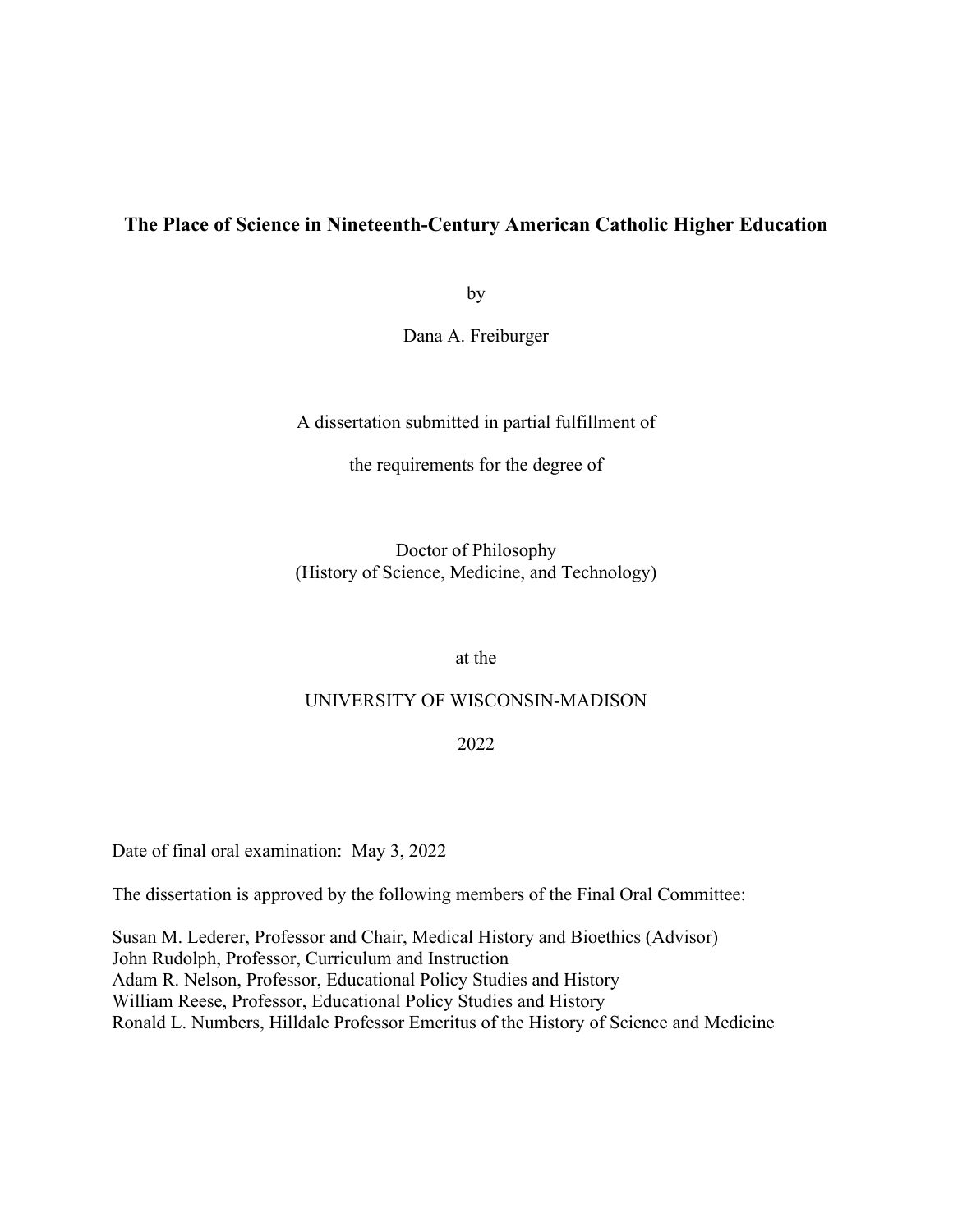# The Place of Science in Nineteenth-Century American Catholic Higher Education

by

Dana A. Freiburger

A dissertation submitted in partial fulfillment of

the requirements for the degree of

Doctor of Philosophy
(History of Science, Medicine, and Technology)

at the

UNIVERSITY OF WISCONSIN-MADISON

2022

Date of final oral examination: May 3, 2022

The dissertation is approved by the following members of the Final Oral Committee:

Susan M. Lederer, Professor and Chair, Medical History and Bioethics (Advisor)
John Rudolph, Professor, Curriculum and Instruction
Adam R. Nelson, Professor, Educational Policy Studies and History
William Reese, Professor, Educational Policy Studies and History
Ronald L. Numbers, Hilldale Professor Emeritus of the History of Science and Medicine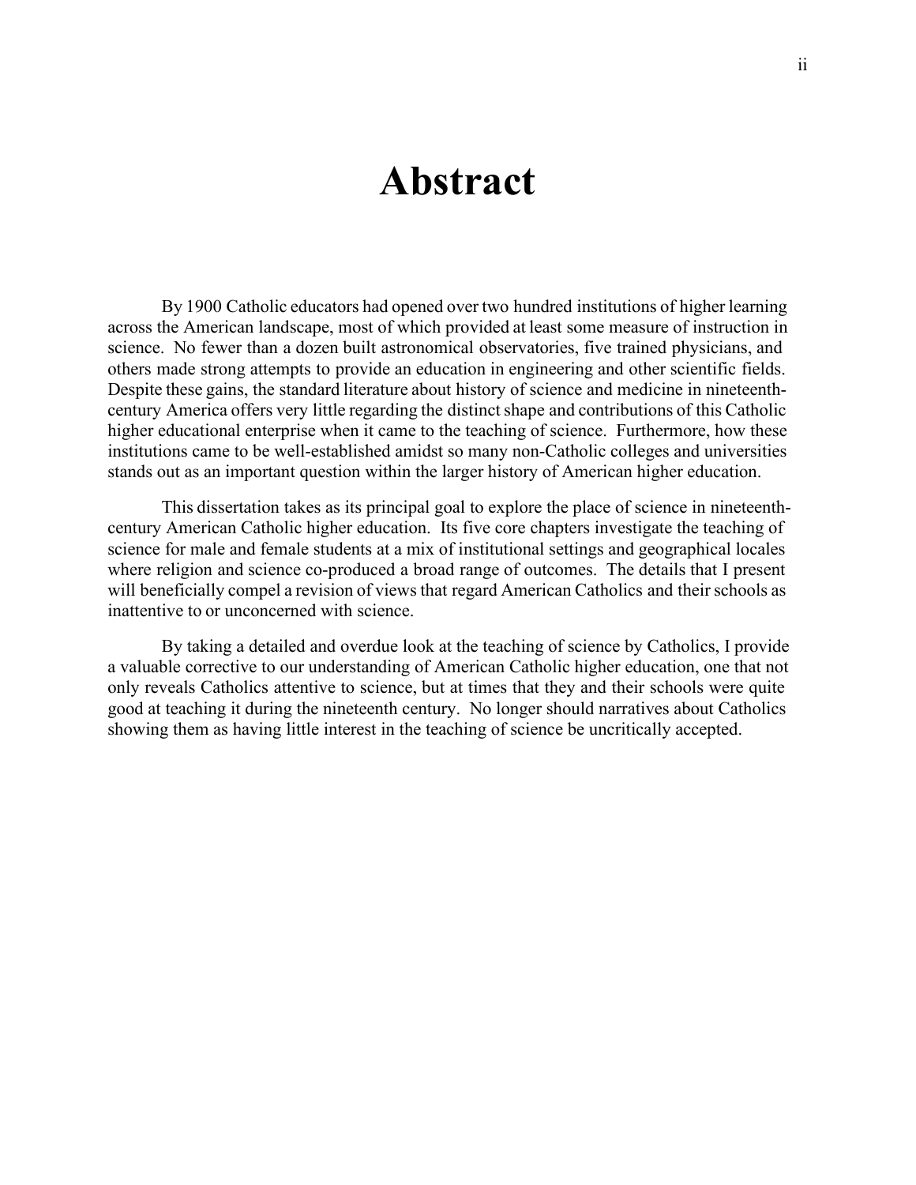# Abstract

By 1900 Catholic educators had opened over two hundred institutions of higher learning across the American landscape, most of which provided at least some measure of instruction in science. No fewer than a dozen built astronomical observatories, five trained physicians, and others made strong attempts to provide an education in engineering and other scientific fields. Despite these gains, the standard literature about history of science and medicine in nineteenth-century America offers very little regarding the distinct shape and contributions of this Catholic higher educational enterprise when it came to the teaching of science. Furthermore, how these institutions came to be well-established amidst so many non-Catholic colleges and universities stands out as an important question within the larger history of American higher education.

This dissertation takes as its principal goal to explore the place of science in nineteenth-century American Catholic higher education. Its five core chapters investigate the teaching of science for male and female students at a mix of institutional settings and geographical locales where religion and science co-produced a broad range of outcomes. The details that I present will beneficially compel a revision of views that regard American Catholics and their schools as inattentive to or unconcerned with science.

By taking a detailed and overdue look at the teaching of science by Catholics, I provide a valuable corrective to our understanding of American Catholic higher education, one that not only reveals Catholics attentive to science, but at times that they and their schools were quite good at teaching it during the nineteenth century. No longer should narratives about Catholics showing them as having little interest in the teaching of science be uncritically accepted.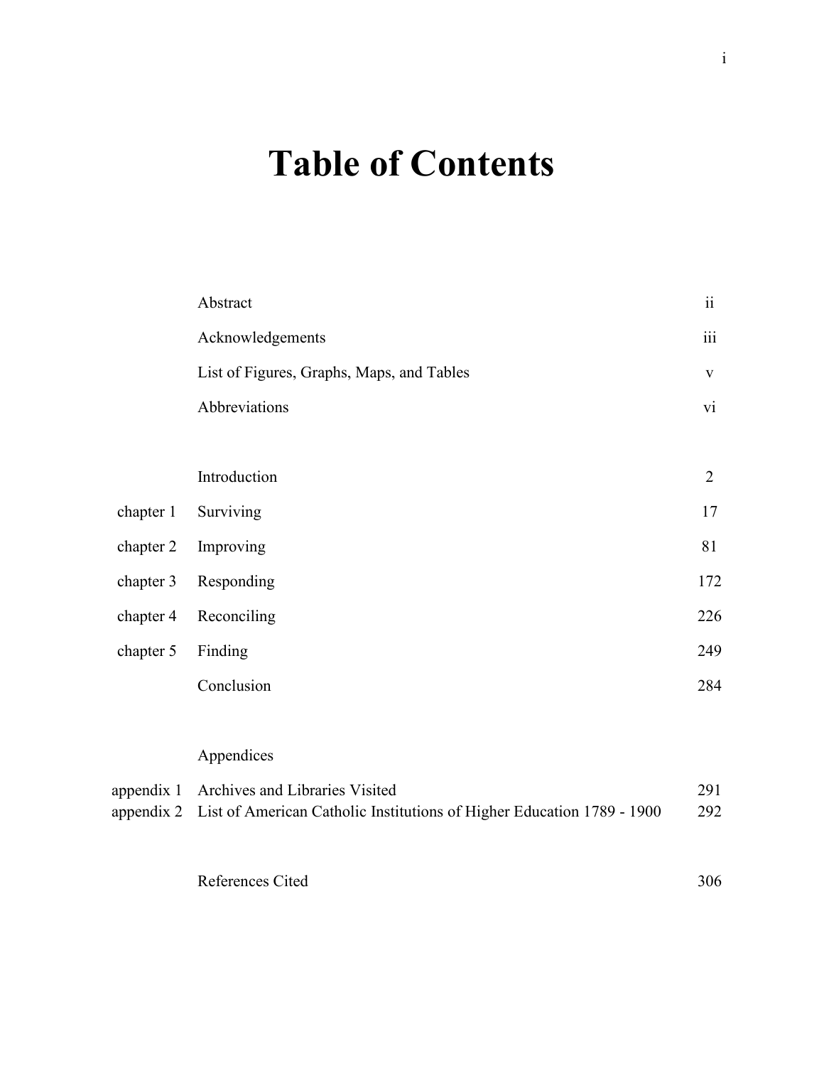# Table of Contents

| | | |
|---|---|---|
| | Abstract | ii |
| | Acknowledgements | iii |
| | List of Figures, Graphs, Maps, and Tables | v |
| | Abbreviations | vi |
| | Introduction | 2 |
| chapter 1 | Surviving | 17 |
| chapter 2 | Improving | 81 |
| chapter 3 | Responding | 172 |
| chapter 4 | Reconciling | 226 |
| chapter 5 | Finding | 249 |
| | Conclusion | 284 |
| | Appendices | |
| appendix 1 | Archives and Libraries Visited | 291 |
| appendix 2 | List of American Catholic Institutions of Higher Education 1789 - 1900 | 292 |
| | References Cited | 306 |